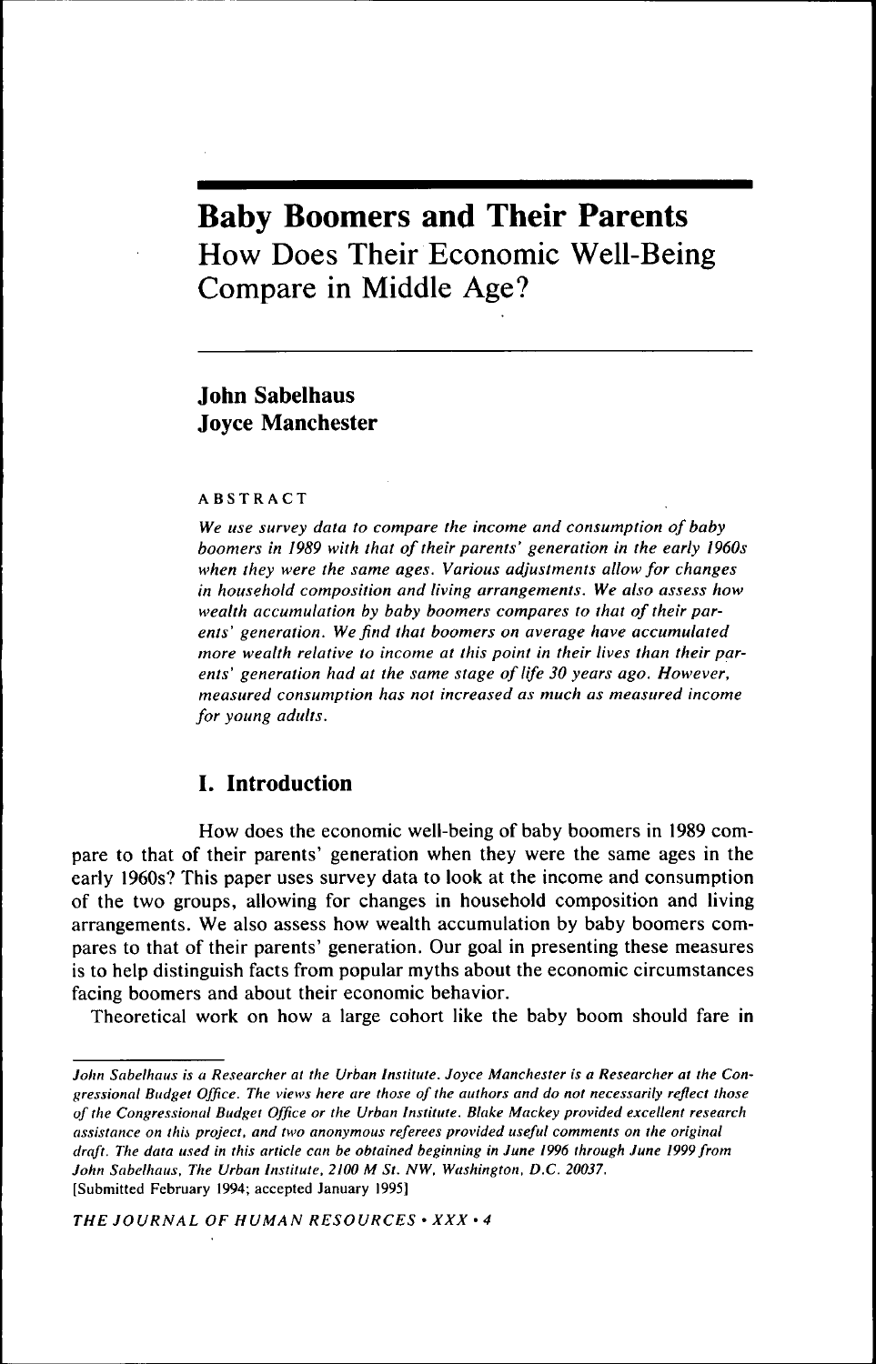# Baby Boomers and Their Parents
## How Does Their Economic Well-Being Compare in Middle Age?

**John Sabelhaus**
**Joyce Manchester**

ABSTRACT

*We use survey data to compare the income and consumption of baby boomers in 1989 with that of their parents' generation in the early 1960s when they were the same ages. Various adjustments allow for changes in household composition and living arrangements. We also assess how wealth accumulation by baby boomers compares to that of their parents' generation. We find that boomers on average have accumulated more wealth relative to income at this point in their lives than their parents' generation had at the same stage of life 30 years ago. However, measured consumption has not increased as much as measured income for young adults.*

## I. Introduction

How does the economic well-being of baby boomers in 1989 compare to that of their parents' generation when they were the same ages in the early 1960s? This paper uses survey data to look at the income and consumption of the two groups, allowing for changes in household composition and living arrangements. We also assess how wealth accumulation by baby boomers compares to that of their parents' generation. Our goal in presenting these measures is to help distinguish facts from popular myths about the economic circumstances facing boomers and about their economic behavior.

Theoretical work on how a large cohort like the baby boom should fare in

*John Sabelhaus is a Researcher at the Urban Institute. Joyce Manchester is a Researcher at the Congressional Budget Office. The views here are those of the authors and do not necessarily reflect those of the Congressional Budget Office or the Urban Institute. Blake Mackey provided excellent research assistance on this project, and two anonymous referees provided useful comments on the original draft. The data used in this article can be obtained beginning in June 1996 through June 1999 from John Sabelhaus, The Urban Institute, 2100 M St. NW, Washington, D.C. 20037.*
[Submitted February 1994; accepted January 1995]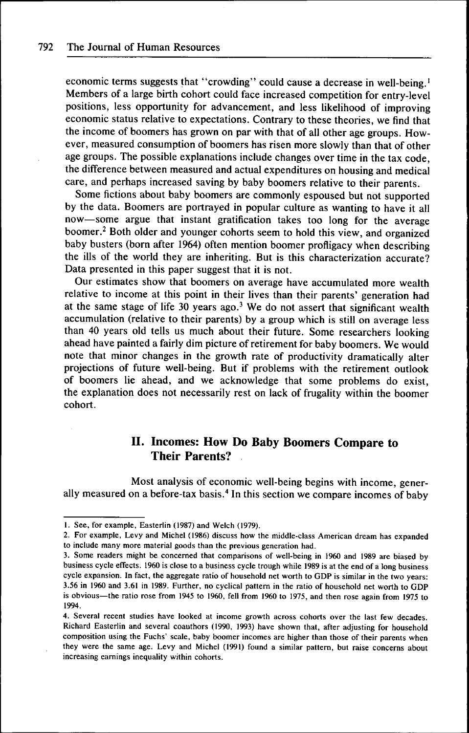economic terms suggests that "crowding" could cause a decrease in well-being.[1] Members of a large birth cohort could face increased competition for entry-level positions, less opportunity for advancement, and less likelihood of improving economic status relative to expectations. Contrary to these theories, we find that the income of boomers has grown on par with that of all other age groups. However, measured consumption of boomers has risen more slowly than that of other age groups. The possible explanations include changes over time in the tax code, the difference between measured and actual expenditures on housing and medical care, and perhaps increased saving by baby boomers relative to their parents.

Some fictions about baby boomers are commonly espoused but not supported by the data. Boomers are portrayed in popular culture as wanting to have it all now—some argue that instant gratification takes too long for the average boomer.[2] Both older and younger cohorts seem to hold this view, and organized baby busters (born after 1964) often mention boomer profligacy when describing the ills of the world they are inheriting. But is this characterization accurate? Data presented in this paper suggest that it is not.

Our estimates show that boomers on average have accumulated more wealth relative to income at this point in their lives than their parents' generation had at the same stage of life 30 years ago.[3] We do not assert that significant wealth accumulation (relative to their parents) by a group which is still on average less than 40 years old tells us much about their future. Some researchers looking ahead have painted a fairly dim picture of retirement for baby boomers. We would note that minor changes in the growth rate of productivity dramatically alter projections of future well-being. But if problems with the retirement outlook of boomers lie ahead, and we acknowledge that some problems do exist, the explanation does not necessarily rest on lack of frugality within the boomer cohort.

## II. Incomes: How Do Baby Boomers Compare to Their Parents?

Most analysis of economic well-being begins with income, generally measured on a before-tax basis.[4] In this section we compare incomes of baby

---

1. See, for example, Easterlin (1987) and Welch (1979).

2. For example, Levy and Michel (1986) discuss how the middle-class American dream has expanded to include many more material goods than the previous generation had.

3. Some readers might be concerned that comparisons of well-being in 1960 and 1989 are biased by business cycle effects. 1960 is close to a business cycle trough while 1989 is at the end of a long business cycle expansion. In fact, the aggregate ratio of household net worth to GDP is similar in the two years: 3.56 in 1960 and 3.61 in 1989. Further, no cyclical pattern in the ratio of household net worth to GDP is obvious—the ratio rose from 1945 to 1960, fell from 1960 to 1975, and then rose again from 1975 to 1994.

4. Several recent studies have looked at income growth across cohorts over the last few decades. Richard Easterlin and several coauthors (1990, 1993) have shown that, after adjusting for household composition using the Fuchs' scale, baby boomer incomes are higher than those of their parents when they were the same age. Levy and Michel (1991) found a similar pattern, but raise concerns about increasing earnings inequality within cohorts.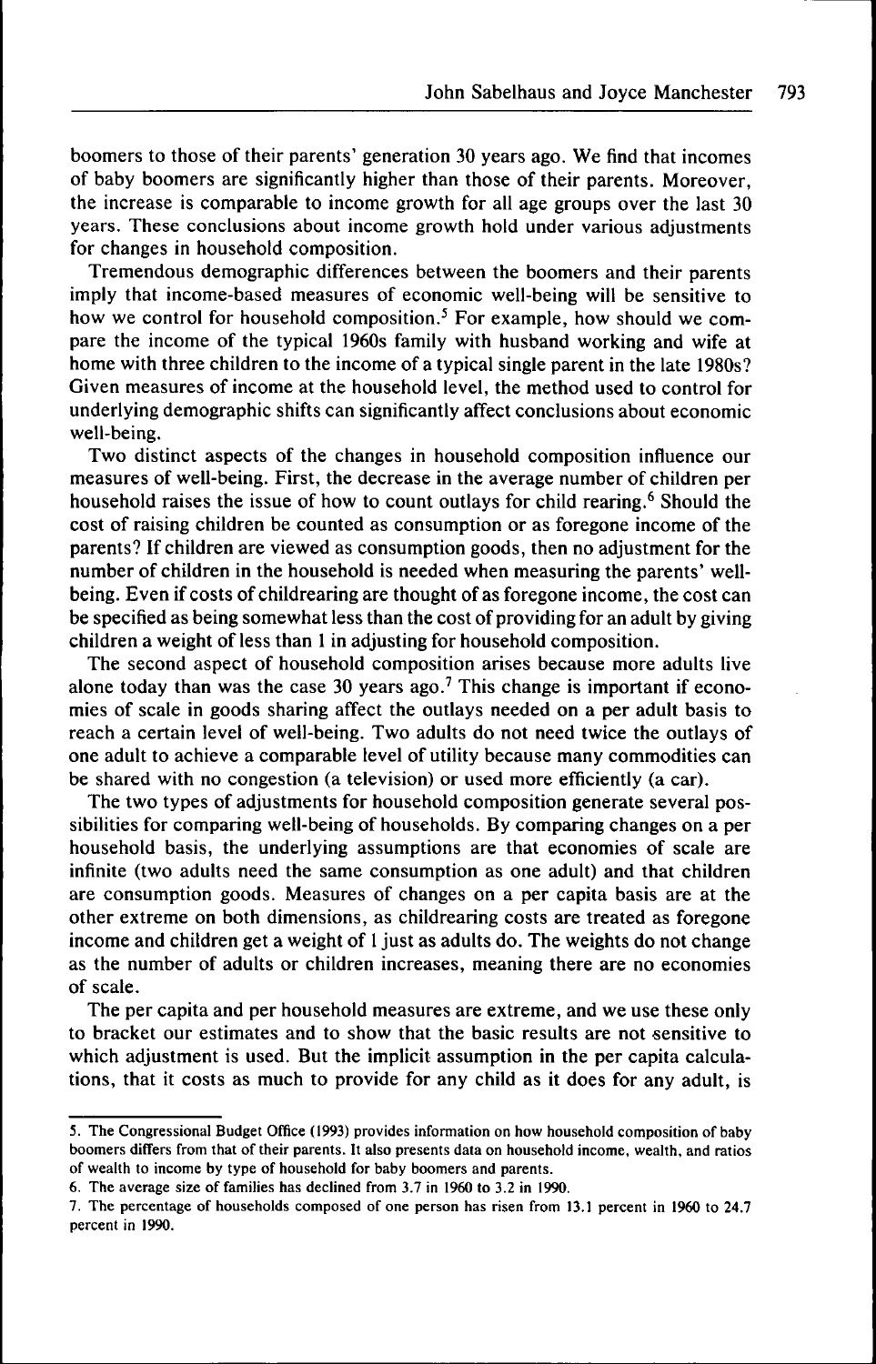boomers to those of their parents' generation 30 years ago. We find that incomes of baby boomers are significantly higher than those of their parents. Moreover, the increase is comparable to income growth for all age groups over the last 30 years. These conclusions about income growth hold under various adjustments for changes in household composition.

Tremendous demographic differences between the boomers and their parents imply that income-based measures of economic well-being will be sensitive to how we control for household composition.[5] For example, how should we compare the income of the typical 1960s family with husband working and wife at home with three children to the income of a typical single parent in the late 1980s? Given measures of income at the household level, the method used to control for underlying demographic shifts can significantly affect conclusions about economic well-being.

Two distinct aspects of the changes in household composition influence our measures of well-being. First, the decrease in the average number of children per household raises the issue of how to count outlays for child rearing.[6] Should the cost of raising children be counted as consumption or as foregone income of the parents? If children are viewed as consumption goods, then no adjustment for the number of children in the household is needed when measuring the parents' well-being. Even if costs of childrearing are thought of as foregone income, the cost can be specified as being somewhat less than the cost of providing for an adult by giving children a weight of less than 1 in adjusting for household composition.

The second aspect of household composition arises because more adults live alone today than was the case 30 years ago.[7] This change is important if economies of scale in goods sharing affect the outlays needed on a per adult basis to reach a certain level of well-being. Two adults do not need twice the outlays of one adult to achieve a comparable level of utility because many commodities can be shared with no congestion (a television) or used more efficiently (a car).

The two types of adjustments for household composition generate several possibilities for comparing well-being of households. By comparing changes on a per household basis, the underlying assumptions are that economies of scale are infinite (two adults need the same consumption as one adult) and that children are consumption goods. Measures of changes on a per capita basis are at the other extreme on both dimensions, as childrearing costs are treated as foregone income and children get a weight of 1 just as adults do. The weights do not change as the number of adults or children increases, meaning there are no economies of scale.

The per capita and per household measures are extreme, and we use these only to bracket our estimates and to show that the basic results are not sensitive to which adjustment is used. But the implicit assumption in the per capita calculations, that it costs as much to provide for any child as it does for any adult, is

---

5. The Congressional Budget Office (1993) provides information on how household composition of baby boomers differs from that of their parents. It also presents data on household income, wealth, and ratios of wealth to income by type of household for baby boomers and parents.

6. The average size of families has declined from 3.7 in 1960 to 3.2 in 1990.

7. The percentage of households composed of one person has risen from 13.1 percent in 1960 to 24.7 percent in 1990.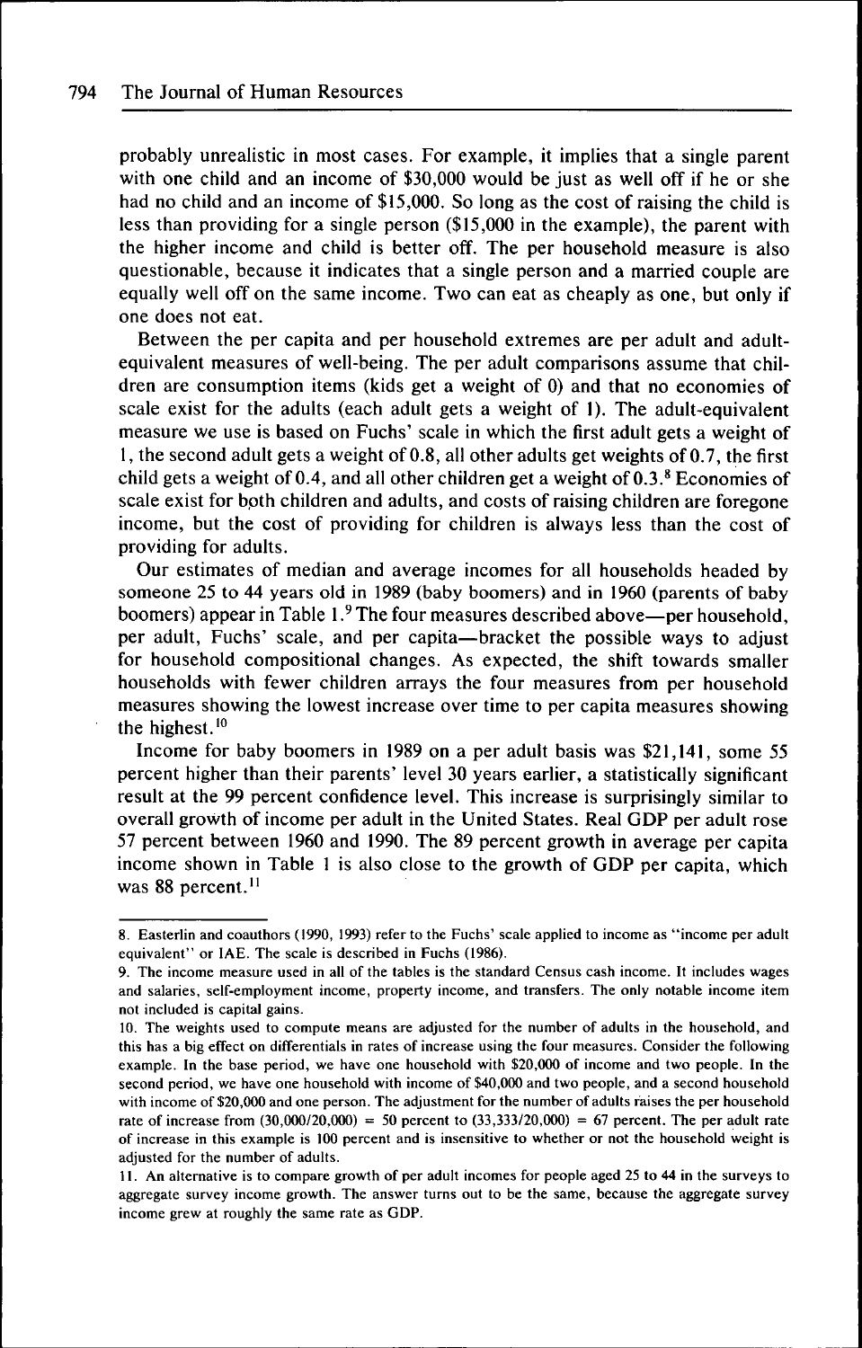probably unrealistic in most cases. For example, it implies that a single parent with one child and an income of $30,000 would be just as well off if he or she had no child and an income of $15,000. So long as the cost of raising the child is less than providing for a single person ($15,000 in the example), the parent with the higher income and child is better off. The per household measure is also questionable, because it indicates that a single person and a married couple are equally well off on the same income. Two can eat as cheaply as one, but only if one does not eat.

Between the per capita and per household extremes are per adult and adult-equivalent measures of well-being. The per adult comparisons assume that children are consumption items (kids get a weight of 0) and that no economies of scale exist for the adults (each adult gets a weight of 1). The adult-equivalent measure we use is based on Fuchs' scale in which the first adult gets a weight of 1, the second adult gets a weight of 0.8, all other adults get weights of 0.7, the first child gets a weight of 0.4, and all other children get a weight of 0.3.[8] Economies of scale exist for both children and adults, and costs of raising children are foregone income, but the cost of providing for children is always less than the cost of providing for adults.

Our estimates of median and average incomes for all households headed by someone 25 to 44 years old in 1989 (baby boomers) and in 1960 (parents of baby boomers) appear in Table 1.[9] The four measures described above—per household, per adult, Fuchs' scale, and per capita—bracket the possible ways to adjust for household compositional changes. As expected, the shift towards smaller households with fewer children arrays the four measures from per household measures showing the lowest increase over time to per capita measures showing the highest.[10]

Income for baby boomers in 1989 on a per adult basis was $21,141, some 55 percent higher than their parents' level 30 years earlier, a statistically significant result at the 99 percent confidence level. This increase is surprisingly similar to overall growth of income per adult in the United States. Real GDP per adult rose 57 percent between 1960 and 1990. The 89 percent growth in average per capita income shown in Table 1 is also close to the growth of GDP per capita, which was 88 percent.[11]

---

8. Easterlin and coauthors (1990, 1993) refer to the Fuchs' scale applied to income as "income per adult equivalent" or IAE. The scale is described in Fuchs (1986).

9. The income measure used in all of the tables is the standard Census cash income. It includes wages and salaries, self-employment income, property income, and transfers. The only notable income item not included is capital gains.

10. The weights used to compute means are adjusted for the number of adults in the household, and this has a big effect on differentials in rates of increase using the four measures. Consider the following example. In the base period, we have one household with $20,000 of income and two people. In the second period, we have one household with income of $40,000 and two people, and a second household with income of $20,000 and one person. The adjustment for the number of adults raises the per household rate of increase from (30,000/20,000) = 50 percent to (33,333/20,000) = 67 percent. The per adult rate of increase in this example is 100 percent and is insensitive to whether or not the household weight is adjusted for the number of adults.

11. An alternative is to compare growth of per adult incomes for people aged 25 to 44 in the surveys to aggregate survey income growth. The answer turns out to be the same, because the aggregate survey income grew at roughly the same rate as GDP.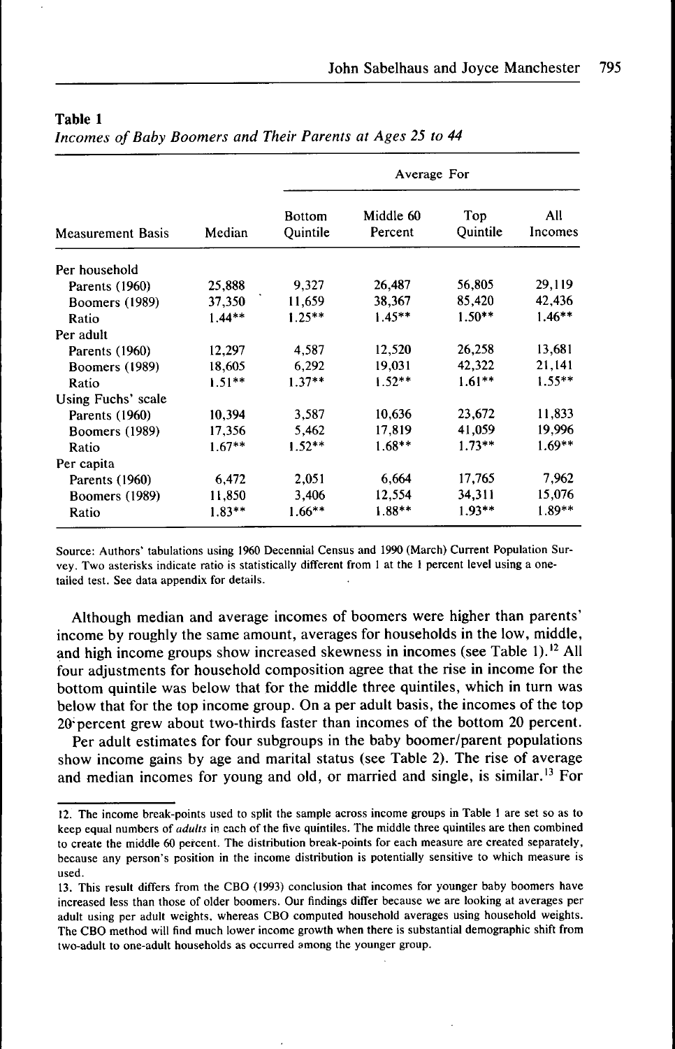**Table 1**
*Incomes of Baby Boomers and Their Parents at Ages 25 to 44*

| Measurement Basis | Median | Average For | | | |
|---|---|---|---|---|---|
| | | Bottom Quintile | Middle 60 Percent | Top Quintile | All Incomes |
| Per household | | | | | |
| Parents (1960) | 25,888 | 9,327 | 26,487 | 56,805 | 29,119 |
| Boomers (1989) | 37,350 | 11,659 | 38,367 | 85,420 | 42,436 |
| Ratio | 1.44** | 1.25** | 1.45** | 1.50** | 1.46** |
| Per adult | | | | | |
| Parents (1960) | 12,297 | 4,587 | 12,520 | 26,258 | 13,681 |
| Boomers (1989) | 18,605 | 6,292 | 19,031 | 42,322 | 21,141 |
| Ratio | 1.51** | 1.37** | 1.52** | 1.61** | 1.55** |
| Using Fuchs' scale | | | | | |
| Parents (1960) | 10,394 | 3,587 | 10,636 | 23,672 | 11,833 |
| Boomers (1989) | 17,356 | 5,462 | 17,819 | 41,059 | 19,996 |
| Ratio | 1.67** | 1.52** | 1.68** | 1.73** | 1.69** |
| Per capita | | | | | |
| Parents (1960) | 6,472 | 2,051 | 6,664 | 17,765 | 7,962 |
| Boomers (1989) | 11,850 | 3,406 | 12,554 | 34,311 | 15,076 |
| Ratio | 1.83** | 1.66** | 1.88** | 1.93** | 1.89** |

Source: Authors' tabulations using 1960 Decennial Census and 1990 (March) Current Population Survey. Two asterisks indicate ratio is statistically different from 1 at the 1 percent level using a one-tailed test. See data appendix for details.

Although median and average incomes of boomers were higher than parents' income by roughly the same amount, averages for households in the low, middle, and high income groups show increased skewness in incomes (see Table 1).[12] All four adjustments for household composition agree that the rise in income for the bottom quintile was below that for the middle three quintiles, which in turn was below that for the top income group. On a per adult basis, the incomes of the top 20 percent grew about two-thirds faster than incomes of the bottom 20 percent.

Per adult estimates for four subgroups in the baby boomer/parent populations show income gains by age and marital status (see Table 2). The rise of average and median incomes for young and old, or married and single, is similar.[13] For

12. The income break-points used to split the sample across income groups in Table 1 are set so as to keep equal numbers of *adults* in each of the five quintiles. The middle three quintiles are then combined to create the middle 60 percent. The distribution break-points for each measure are created separately, because any person's position in the income distribution is potentially sensitive to which measure is used.

13. This result differs from the CBO (1993) conclusion that incomes for younger baby boomers have increased less than those of older boomers. Our findings differ because we are looking at averages per adult using per adult weights, whereas CBO computed household averages using household weights. The CBO method will find much lower income growth when there is substantial demographic shift from two-adult to one-adult households as occurred among the younger group.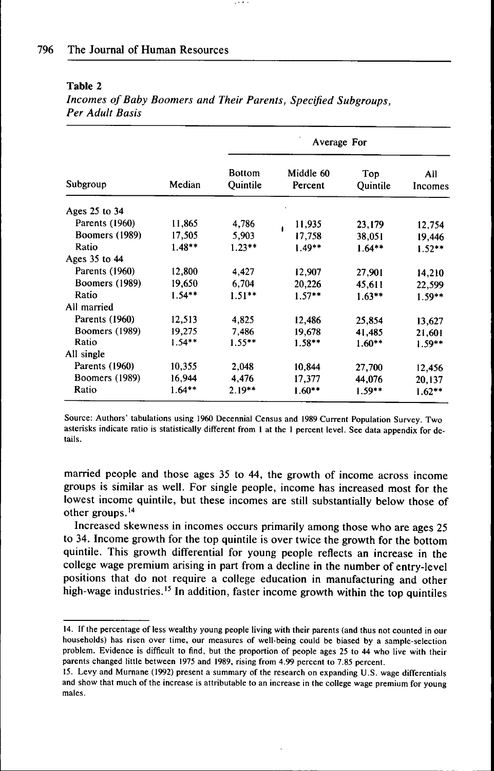**Table 2**

*Incomes of Baby Boomers and Their Parents, Specified Subgroups, Per Adult Basis*

| Subgroup | Median | Average For | | | |
|---|---|---|---|---|---|
| | | Bottom Quintile | Middle 60 Percent | Top Quintile | All Incomes |
| Ages 25 to 34 | | | | | |
| Parents (1960) | 11,865 | 4,786 | 11,935 | 23,179 | 12,754 |
| Boomers (1989) | 17,505 | 5,903 | 17,758 | 38,051 | 19,446 |
| Ratio | 1.48** | 1.23** | 1.49** | 1.64** | 1.52** |
| Ages 35 to 44 | | | | | |
| Parents (1960) | 12,800 | 4,427 | 12,907 | 27,901 | 14,210 |
| Boomers (1989) | 19,650 | 6,704 | 20,226 | 45,611 | 22,599 |
| Ratio | 1.54** | 1.51** | 1.57** | 1.63** | 1.59** |
| All married | | | | | |
| Parents (1960) | 12,513 | 4,825 | 12,486 | 25,854 | 13,627 |
| Boomers (1989) | 19,275 | 7,486 | 19,678 | 41,485 | 21,601 |
| Ratio | 1.54** | 1.55** | 1.58** | 1.60** | 1.59** |
| All single | | | | | |
| Parents (1960) | 10,355 | 2,048 | 10,844 | 27,700 | 12,456 |
| Boomers (1989) | 16,944 | 4,476 | 17,377 | 44,076 | 20,137 |
| Ratio | 1.64** | 2.19** | 1.60** | 1.59** | 1.62** |

Source: Authors' tabulations using 1960 Decennial Census and 1989 Current Population Survey. Two asterisks indicate ratio is statistically different from 1 at the 1 percent level. See data appendix for details.

married people and those ages 35 to 44, the growth of income across income groups is similar as well. For single people, income has increased most for the lowest income quintile, but these incomes are still substantially below those of other groups.[14]

Increased skewness in incomes occurs primarily among those who are ages 25 to 34. Income growth for the top quintile is over twice the growth for the bottom quintile. This growth differential for young people reflects an increase in the college wage premium arising in part from a decline in the number of entry-level positions that do not require a college education in manufacturing and other high-wage industries.[15] In addition, faster income growth within the top quintiles

---

14. If the percentage of less wealthy young people living with their parents (and thus not counted in our households) has risen over time, our measures of well-being could be biased by a sample-selection problem. Evidence is difficult to find, but the proportion of people ages 25 to 44 who live with their parents changed little between 1975 and 1989, rising from 4.99 percent to 7.85 percent.

15. Levy and Murnane (1992) present a summary of the research on expanding U.S. wage differentials and show that much of the increase is attributable to an increase in the college wage premium for young males.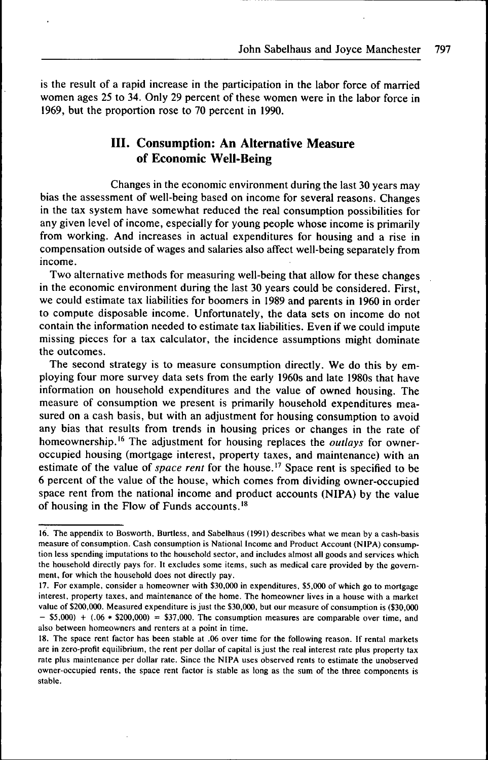is the result of a rapid increase in the participation in the labor force of married women ages 25 to 34. Only 29 percent of these women were in the labor force in 1969, but the proportion rose to 70 percent in 1990.

## III. Consumption: An Alternative Measure of Economic Well-Being

Changes in the economic environment during the last 30 years may bias the assessment of well-being based on income for several reasons. Changes in the tax system have somewhat reduced the real consumption possibilities for any given level of income, especially for young people whose income is primarily from working. And increases in actual expenditures for housing and a rise in compensation outside of wages and salaries also affect well-being separately from income.

Two alternative methods for measuring well-being that allow for these changes in the economic environment during the last 30 years could be considered. First, we could estimate tax liabilities for boomers in 1989 and parents in 1960 in order to compute disposable income. Unfortunately, the data sets on income do not contain the information needed to estimate tax liabilities. Even if we could impute missing pieces for a tax calculator, the incidence assumptions might dominate the outcomes.

The second strategy is to measure consumption directly. We do this by employing four more survey data sets from the early 1960s and late 1980s that have information on household expenditures and the value of owned housing. The measure of consumption we present is primarily household expenditures measured on a cash basis, but with an adjustment for housing consumption to avoid any bias that results from trends in housing prices or changes in the rate of homeownership.[16] The adjustment for housing replaces the *outlays* for owner-occupied housing (mortgage interest, property taxes, and maintenance) with an estimate of the value of *space rent* for the house.[17] Space rent is specified to be 6 percent of the value of the house, which comes from dividing owner-occupied space rent from the national income and product accounts (NIPA) by the value of housing in the Flow of Funds accounts.[18]

---

16. The appendix to Bosworth, Burtless, and Sabelhaus (1991) describes what we mean by a cash-basis measure of consumption. Cash consumption is National Income and Product Account (NIPA) consumption less spending imputations to the household sector, and includes almost all goods and services which the household directly pays for. It excludes some items, such as medical care provided by the government, for which the household does not directly pay.

17. For example, consider a homeowner with $30,000 in expenditures, $5,000 of which go to mortgage interest, property taxes, and maintenance of the home. The homeowner lives in a house with a market value of $200,000. Measured expenditure is just the $30,000, but our measure of consumption is ($30,000 − $5,000) + (.06 * $200,000) = $37,000. The consumption measures are comparable over time, and also between homeowners and renters at a point in time.

18. The space rent factor has been stable at .06 over time for the following reason. If rental markets are in zero-profit equilibrium, the rent per dollar of capital is just the real interest rate plus property tax rate plus maintenance per dollar rate. Since the NIPA uses observed rents to estimate the unobserved owner-occupied rents, the space rent factor is stable as long as the sum of the three components is stable.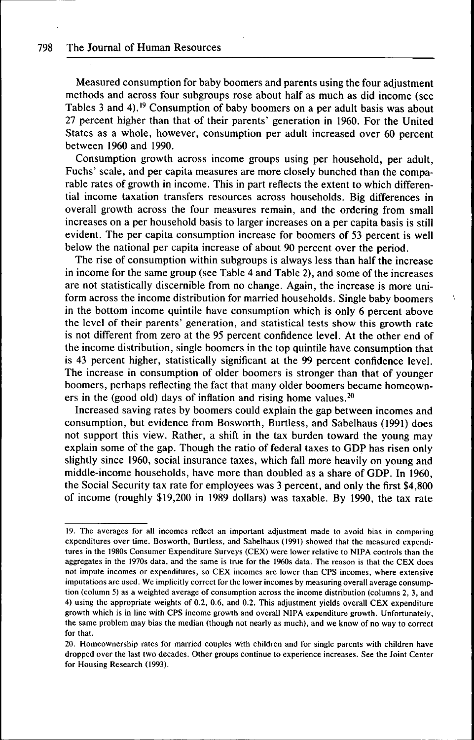Measured consumption for baby boomers and parents using the four adjustment methods and across four subgroups rose about half as much as did income (see Tables 3 and 4).[19] Consumption of baby boomers on a per adult basis was about 27 percent higher than that of their parents' generation in 1960. For the United States as a whole, however, consumption per adult increased over 60 percent between 1960 and 1990.

Consumption growth across income groups using per household, per adult, Fuchs' scale, and per capita measures are more closely bunched than the comparable rates of growth in income. This in part reflects the extent to which differential income taxation transfers resources across households. Big differences in overall growth across the four measures remain, and the ordering from small increases on a per household basis to larger increases on a per capita basis is still evident. The per capita consumption increase for boomers of 53 percent is well below the national per capita increase of about 90 percent over the period.

The rise of consumption within subgroups is always less than half the increase in income for the same group (see Table 4 and Table 2), and some of the increases are not statistically discernible from no change. Again, the increase is more uniform across the income distribution for married households. Single baby boomers in the bottom income quintile have consumption which is only 6 percent above the level of their parents' generation, and statistical tests show this growth rate is not different from zero at the 95 percent confidence level. At the other end of the income distribution, single boomers in the top quintile have consumption that is 43 percent higher, statistically significant at the 99 percent confidence level. The increase in consumption of older boomers is stronger than that of younger boomers, perhaps reflecting the fact that many older boomers became homeowners in the (good old) days of inflation and rising home values.[20]

Increased saving rates by boomers could explain the gap between incomes and consumption, but evidence from Bosworth, Burtless, and Sabelhaus (1991) does not support this view. Rather, a shift in the tax burden toward the young may explain some of the gap. Though the ratio of federal taxes to GDP has risen only slightly since 1960, social insurance taxes, which fall more heavily on young and middle-income households, have more than doubled as a share of GDP. In 1960, the Social Security tax rate for employees was 3 percent, and only the first $4,800 of income (roughly $19,200 in 1989 dollars) was taxable. By 1990, the tax rate

---

19. The averages for all incomes reflect an important adjustment made to avoid bias in comparing expenditures over time. Bosworth, Burtless, and Sabelhaus (1991) showed that the measured expenditures in the 1980s Consumer Expenditure Surveys (CEX) were lower relative to NIPA controls than the aggregates in the 1970s data, and the same is true for the 1960s data. The reason is that the CEX does not impute incomes or expenditures, so CEX incomes are lower than CPS incomes, where extensive imputations are used. We implicitly correct for the lower incomes by measuring overall average consumption (column 5) as a weighted average of consumption across the income distribution (columns 2, 3, and 4) using the appropriate weights of 0.2, 0.6, and 0.2. This adjustment yields overall CEX expenditure growth which is in line with CPS income growth and overall NIPA expenditure growth. Unfortunately, the same problem may bias the median (though not nearly as much), and we know of no way to correct for that.

20. Homeownership rates for married couples with children and for single parents with children have dropped over the last two decades. Other groups continue to experience increases. See the Joint Center for Housing Research (1993).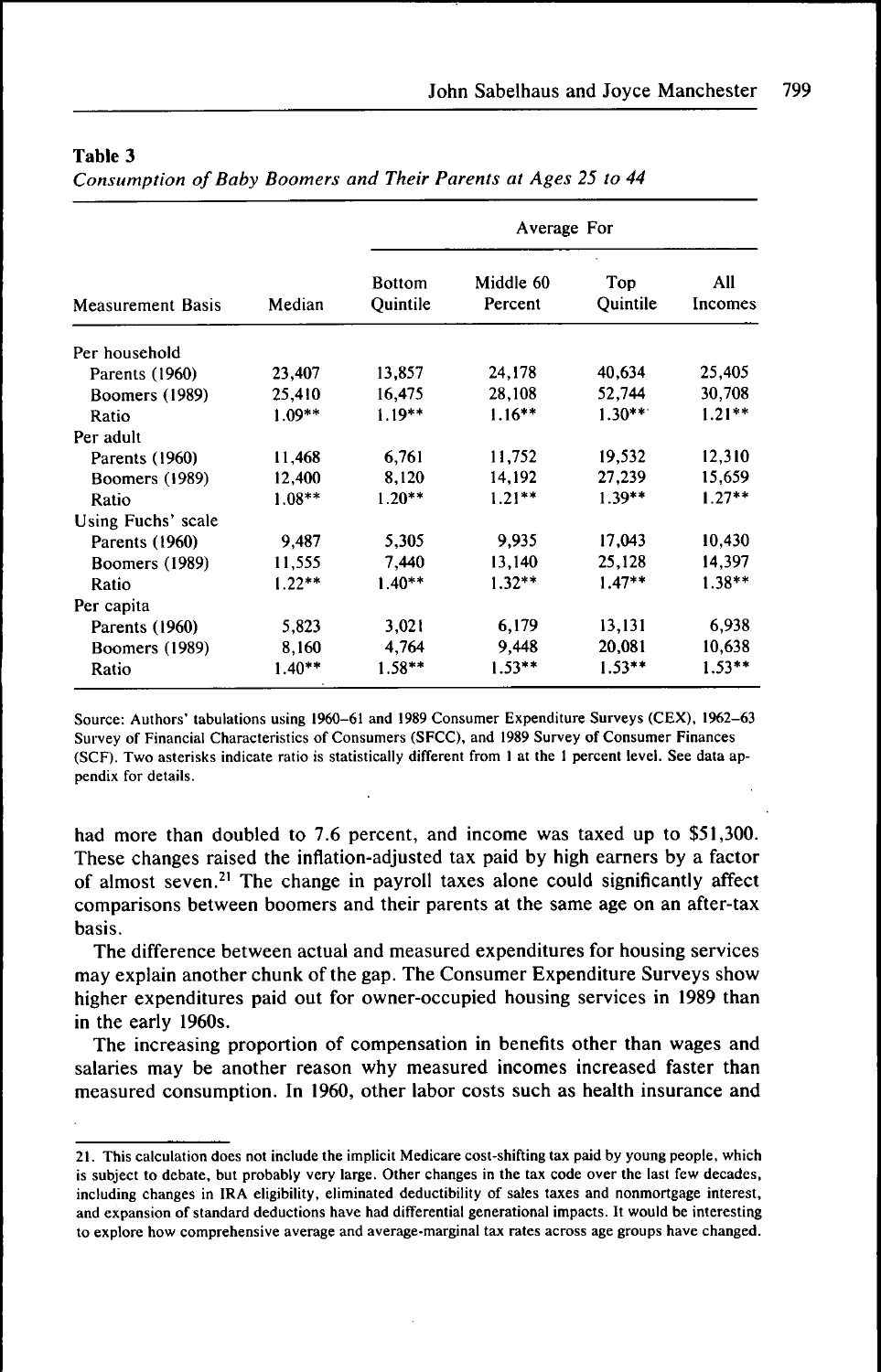**Table 3**
*Consumption of Baby Boomers and Their Parents at Ages 25 to 44*

| Measurement Basis | Median | Average For | | | |
|---|---|---|---|---|---|
| | | Bottom Quintile | Middle 60 Percent | Top Quintile | All Incomes |
| Per household | | | | | |
| Parents (1960) | 23,407 | 13,857 | 24,178 | 40,634 | 25,405 |
| Boomers (1989) | 25,410 | 16,475 | 28,108 | 52,744 | 30,708 |
| Ratio | 1.09** | 1.19** | 1.16** | 1.30** | 1.21** |
| Per adult | | | | | |
| Parents (1960) | 11,468 | 6,761 | 11,752 | 19,532 | 12,310 |
| Boomers (1989) | 12,400 | 8,120 | 14,192 | 27,239 | 15,659 |
| Ratio | 1.08** | 1.20** | 1.21** | 1.39** | 1.27** |
| Using Fuchs' scale | | | | | |
| Parents (1960) | 9,487 | 5,305 | 9,935 | 17,043 | 10,430 |
| Boomers (1989) | 11,555 | 7,440 | 13,140 | 25,128 | 14,397 |
| Ratio | 1.22** | 1.40** | 1.32** | 1.47** | 1.38** |
| Per capita | | | | | |
| Parents (1960) | 5,823 | 3,021 | 6,179 | 13,131 | 6,938 |
| Boomers (1989) | 8,160 | 4,764 | 9,448 | 20,081 | 10,638 |
| Ratio | 1.40** | 1.58** | 1.53** | 1.53** | 1.53** |

Source: Authors' tabulations using 1960–61 and 1989 Consumer Expenditure Surveys (CEX), 1962–63 Survey of Financial Characteristics of Consumers (SFCC), and 1989 Survey of Consumer Finances (SCF). Two asterisks indicate ratio is statistically different from 1 at the 1 percent level. See data appendix for details.

had more than doubled to 7.6 percent, and income was taxed up to $51,300. These changes raised the inflation-adjusted tax paid by high earners by a factor of almost seven.[21] The change in payroll taxes alone could significantly affect comparisons between boomers and their parents at the same age on an after-tax basis.

The difference between actual and measured expenditures for housing services may explain another chunk of the gap. The Consumer Expenditure Surveys show higher expenditures paid out for owner-occupied housing services in 1989 than in the early 1960s.

The increasing proportion of compensation in benefits other than wages and salaries may be another reason why measured incomes increased faster than measured consumption. In 1960, other labor costs such as health insurance and

---

21. This calculation does not include the implicit Medicare cost-shifting tax paid by young people, which is subject to debate, but probably very large. Other changes in the tax code over the last few decades, including changes in IRA eligibility, eliminated deductibility of sales taxes and nonmortgage interest, and expansion of standard deductions have had differential generational impacts. It would be interesting to explore how comprehensive average and average-marginal tax rates across age groups have changed.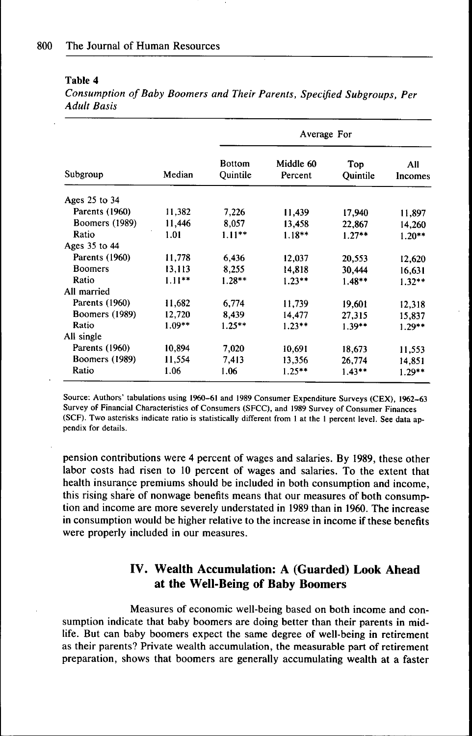**Table 4**

*Consumption of Baby Boomers and Their Parents, Specified Subgroups, Per Adult Basis*

| | | Average For | | | |
|---|---|---|---|---|---|
| Subgroup | Median | Bottom Quintile | Middle 60 Percent | Top Quintile | All Incomes |
| Ages 25 to 34 | | | | | |
| Parents (1960) | 11,382 | 7,226 | 11,439 | 17,940 | 11,897 |
| Boomers (1989) | 11,446 | 8,057 | 13,458 | 22,867 | 14,260 |
| Ratio | 1.01 | 1.11** | 1.18** | 1.27** | 1.20** |
| Ages 35 to 44 | | | | | |
| Parents (1960) | 11,778 | 6,436 | 12,037 | 20,553 | 12,620 |
| Boomers | 13,113 | 8,255 | 14,818 | 30,444 | 16,631 |
| Ratio | 1.11** | 1.28** | 1.23** | 1.48** | 1.32** |
| All married | | | | | |
| Parents (1960) | 11,682 | 6,774 | 11,739 | 19,601 | 12,318 |
| Boomers (1989) | 12,720 | 8,439 | 14,477 | 27,315 | 15,837 |
| Ratio | 1.09** | 1.25** | 1.23** | 1.39** | 1.29** |
| All single | | | | | |
| Parents (1960) | 10,894 | 7,020 | 10,691 | 18,673 | 11,553 |
| Boomers (1989) | 11,554 | 7,413 | 13,356 | 26,774 | 14,851 |
| Ratio | 1.06 | 1.06 | 1.25** | 1.43** | 1.29** |

Source: Authors' tabulations using 1960–61 and 1989 Consumer Expenditure Surveys (CEX), 1962–63 Survey of Financial Characteristics of Consumers (SFCC), and 1989 Survey of Consumer Finances (SCF). Two asterisks indicate ratio is statistically different from 1 at the 1 percent level. See data appendix for details.

pension contributions were 4 percent of wages and salaries. By 1989, these other labor costs had risen to 10 percent of wages and salaries. To the extent that health insurance premiums should be included in both consumption and income, this rising share of nonwage benefits means that our measures of both consumption and income are more severely understated in 1989 than in 1960. The increase in consumption would be higher relative to the increase in income if these benefits were properly included in our measures.

## IV. Wealth Accumulation: A (Guarded) Look Ahead at the Well-Being of Baby Boomers

Measures of economic well-being based on both income and consumption indicate that baby boomers are doing better than their parents in midlife. But can baby boomers expect the same degree of well-being in retirement as their parents? Private wealth accumulation, the measurable part of retirement preparation, shows that boomers are generally accumulating wealth at a faster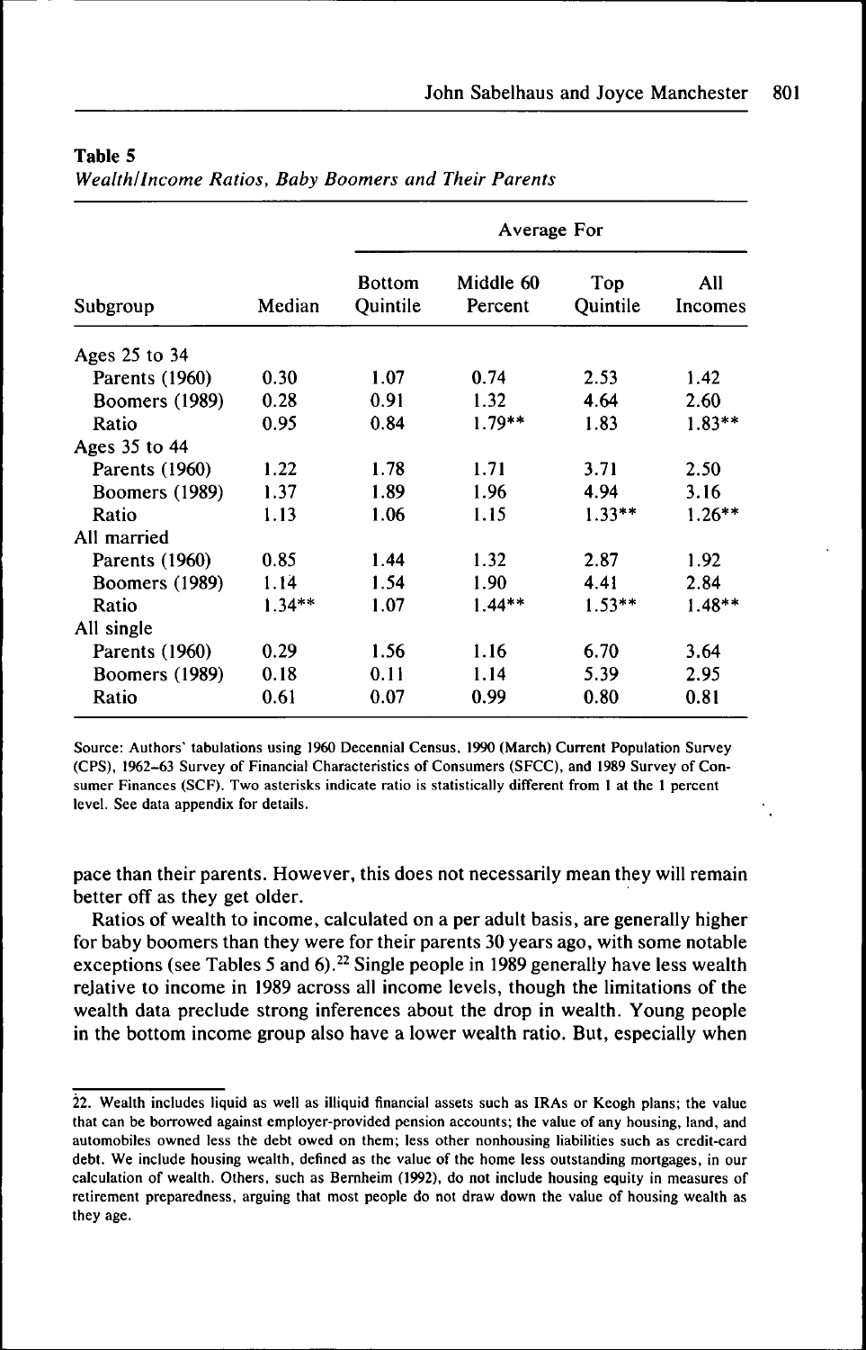**Table 5**

*Wealth/Income Ratios, Baby Boomers and Their Parents*

| Subgroup | Median | Average For | | | |
|---|---|---|---|---|---|
| | | Bottom Quintile | Middle 60 Percent | Top Quintile | All Incomes |
| Ages 25 to 34 | | | | | |
| Parents (1960) | 0.30 | 1.07 | 0.74 | 2.53 | 1.42 |
| Boomers (1989) | 0.28 | 0.91 | 1.32 | 4.64 | 2.60 |
| Ratio | 0.95 | 0.84 | 1.79** | 1.83 | 1.83** |
| Ages 35 to 44 | | | | | |
| Parents (1960) | 1.22 | 1.78 | 1.71 | 3.71 | 2.50 |
| Boomers (1989) | 1.37 | 1.89 | 1.96 | 4.94 | 3.16 |
| Ratio | 1.13 | 1.06 | 1.15 | 1.33** | 1.26** |
| All married | | | | | |
| Parents (1960) | 0.85 | 1.44 | 1.32 | 2.87 | 1.92 |
| Boomers (1989) | 1.14 | 1.54 | 1.90 | 4.41 | 2.84 |
| Ratio | 1.34** | 1.07 | 1.44** | 1.53** | 1.48** |
| All single | | | | | |
| Parents (1960) | 0.29 | 1.56 | 1.16 | 6.70 | 3.64 |
| Boomers (1989) | 0.18 | 0.11 | 1.14 | 5.39 | 2.95 |
| Ratio | 0.61 | 0.07 | 0.99 | 0.80 | 0.81 |

Source: Authors' tabulations using 1960 Decennial Census, 1990 (March) Current Population Survey (CPS), 1962–63 Survey of Financial Characteristics of Consumers (SFCC), and 1989 Survey of Consumer Finances (SCF). Two asterisks indicate ratio is statistically different from 1 at the 1 percent level. See data appendix for details.

pace than their parents. However, this does not necessarily mean they will remain better off as they get older.

Ratios of wealth to income, calculated on a per adult basis, are generally higher for baby boomers than they were for their parents 30 years ago, with some notable exceptions (see Tables 5 and 6).[22] Single people in 1989 generally have less wealth relative to income in 1989 across all income levels, though the limitations of the wealth data preclude strong inferences about the drop in wealth. Young people in the bottom income group also have a lower wealth ratio. But, especially when

22. Wealth includes liquid as well as illiquid financial assets such as IRAs or Keogh plans; the value that can be borrowed against employer-provided pension accounts; the value of any housing, land, and automobiles owned less the debt owed on them; less other nonhousing liabilities such as credit-card debt. We include housing wealth, defined as the value of the home less outstanding mortgages, in our calculation of wealth. Others, such as Bernheim (1992), do not include housing equity in measures of retirement preparedness, arguing that most people do not draw down the value of housing wealth as they age.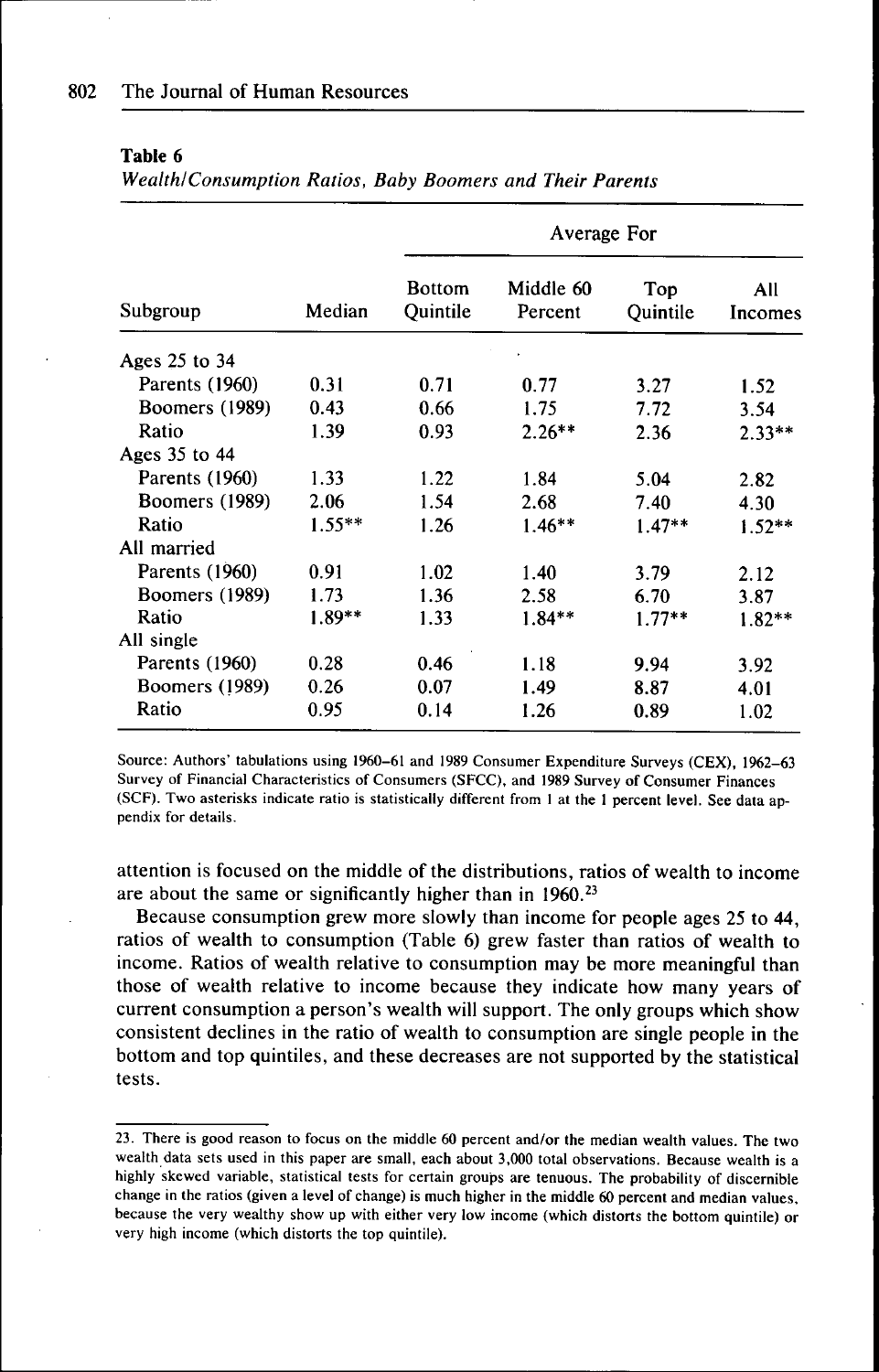**Table 6**

*Wealth/Consumption Ratios, Baby Boomers and Their Parents*

| | | Average For | | | |
|---|---|---|---|---|---|
| Subgroup | Median | Bottom Quintile | Middle 60 Percent | Top Quintile | All Incomes |
| Ages 25 to 34 | | | | | |
| Parents (1960) | 0.31 | 0.71 | 0.77 | 3.27 | 1.52 |
| Boomers (1989) | 0.43 | 0.66 | 1.75 | 7.72 | 3.54 |
| Ratio | 1.39 | 0.93 | 2.26** | 2.36 | 2.33** |
| Ages 35 to 44 | | | | | |
| Parents (1960) | 1.33 | 1.22 | 1.84 | 5.04 | 2.82 |
| Boomers (1989) | 2.06 | 1.54 | 2.68 | 7.40 | 4.30 |
| Ratio | 1.55** | 1.26 | 1.46** | 1.47** | 1.52** |
| All married | | | | | |
| Parents (1960) | 0.91 | 1.02 | 1.40 | 3.79 | 2.12 |
| Boomers (1989) | 1.73 | 1.36 | 2.58 | 6.70 | 3.87 |
| Ratio | 1.89** | 1.33 | 1.84** | 1.77** | 1.82** |
| All single | | | | | |
| Parents (1960) | 0.28 | 0.46 | 1.18 | 9.94 | 3.92 |
| Boomers (1989) | 0.26 | 0.07 | 1.49 | 8.87 | 4.01 |
| Ratio | 0.95 | 0.14 | 1.26 | 0.89 | 1.02 |

Source: Authors' tabulations using 1960–61 and 1989 Consumer Expenditure Surveys (CEX), 1962–63 Survey of Financial Characteristics of Consumers (SFCC), and 1989 Survey of Consumer Finances (SCF). Two asterisks indicate ratio is statistically different from 1 at the 1 percent level. See data appendix for details.

attention is focused on the middle of the distributions, ratios of wealth to income are about the same or significantly higher than in 1960.[23]

Because consumption grew more slowly than income for people ages 25 to 44, ratios of wealth to consumption (Table 6) grew faster than ratios of wealth to income. Ratios of wealth relative to consumption may be more meaningful than those of wealth relative to income because they indicate how many years of current consumption a person's wealth will support. The only groups which show consistent declines in the ratio of wealth to consumption are single people in the bottom and top quintiles, and these decreases are not supported by the statistical tests.

---

23. There is good reason to focus on the middle 60 percent and/or the median wealth values. The two wealth data sets used in this paper are small, each about 3,000 total observations. Because wealth is a highly skewed variable, statistical tests for certain groups are tenuous. The probability of discernible change in the ratios (given a level of change) is much higher in the middle 60 percent and median values, because the very wealthy show up with either very low income (which distorts the bottom quintile) or very high income (which distorts the top quintile).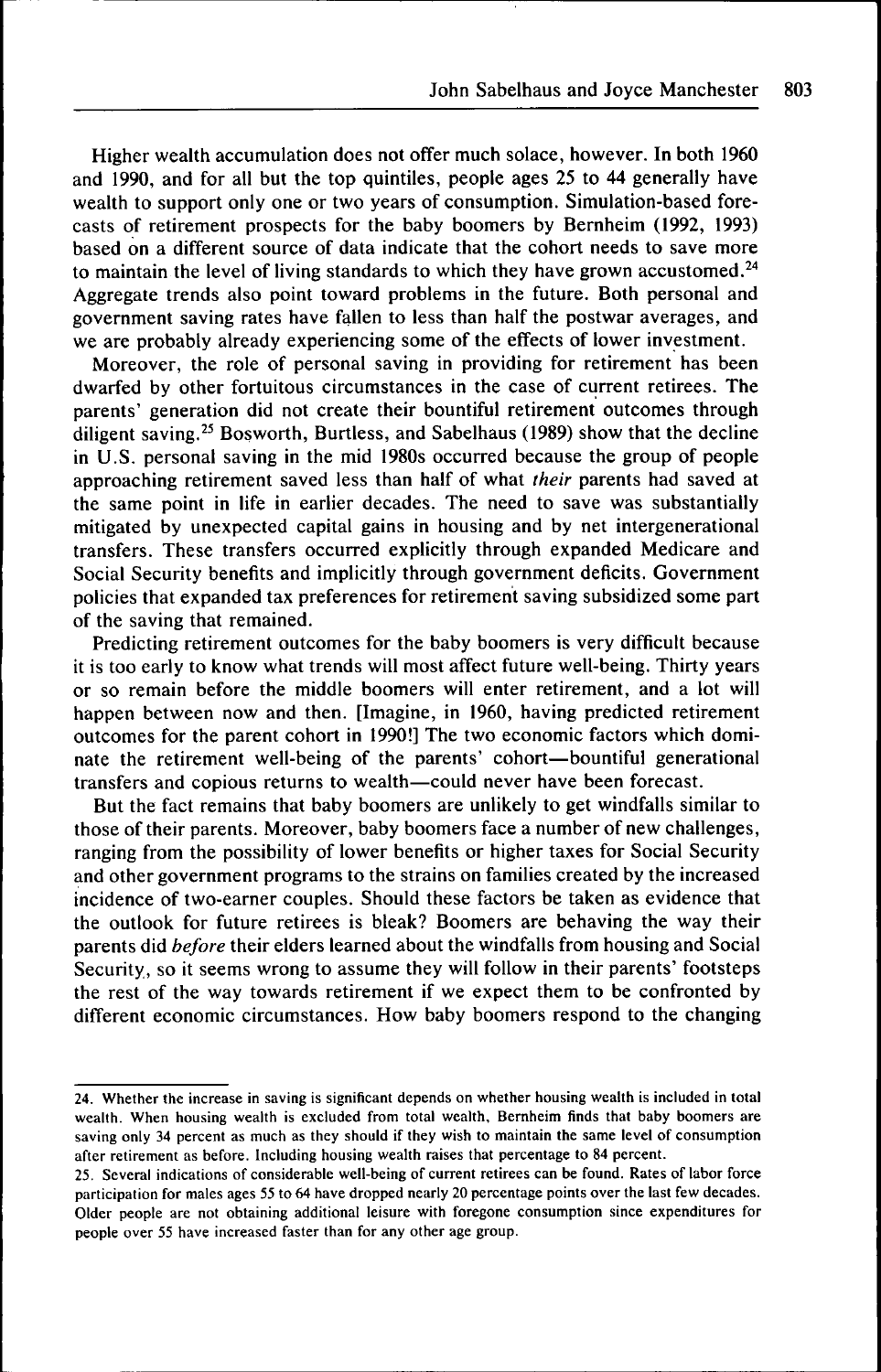Higher wealth accumulation does not offer much solace, however. In both 1960 and 1990, and for all but the top quintiles, people ages 25 to 44 generally have wealth to support only one or two years of consumption. Simulation-based forecasts of retirement prospects for the baby boomers by Bernheim (1992, 1993) based on a different source of data indicate that the cohort needs to save more to maintain the level of living standards to which they have grown accustomed.[24] Aggregate trends also point toward problems in the future. Both personal and government saving rates have fallen to less than half the postwar averages, and we are probably already experiencing some of the effects of lower investment.

Moreover, the role of personal saving in providing for retirement has been dwarfed by other fortuitous circumstances in the case of current retirees. The parents' generation did not create their bountiful retirement outcomes through diligent saving.[25] Bosworth, Burtless, and Sabelhaus (1989) show that the decline in U.S. personal saving in the mid 1980s occurred because the group of people approaching retirement saved less than half of what *their* parents had saved at the same point in life in earlier decades. The need to save was substantially mitigated by unexpected capital gains in housing and by net intergenerational transfers. These transfers occurred explicitly through expanded Medicare and Social Security benefits and implicitly through government deficits. Government policies that expanded tax preferences for retirement saving subsidized some part of the saving that remained.

Predicting retirement outcomes for the baby boomers is very difficult because it is too early to know what trends will most affect future well-being. Thirty years or so remain before the middle boomers will enter retirement, and a lot will happen between now and then. [Imagine, in 1960, having predicted retirement outcomes for the parent cohort in 1990!] The two economic factors which dominate the retirement well-being of the parents' cohort—bountiful generational transfers and copious returns to wealth—could never have been forecast.

But the fact remains that baby boomers are unlikely to get windfalls similar to those of their parents. Moreover, baby boomers face a number of new challenges, ranging from the possibility of lower benefits or higher taxes for Social Security and other government programs to the strains on families created by the increased incidence of two-earner couples. Should these factors be taken as evidence that the outlook for future retirees is bleak? Boomers are behaving the way their parents did *before* their elders learned about the windfalls from housing and Social Security, so it seems wrong to assume they will follow in their parents' footsteps the rest of the way towards retirement if we expect them to be confronted by different economic circumstances. How baby boomers respond to the changing

24. Whether the increase in saving is significant depends on whether housing wealth is included in total wealth. When housing wealth is excluded from total wealth, Bernheim finds that baby boomers are saving only 34 percent as much as they should if they wish to maintain the same level of consumption after retirement as before. Including housing wealth raises that percentage to 84 percent.

25. Several indications of considerable well-being of current retirees can be found. Rates of labor force participation for males ages 55 to 64 have dropped nearly 20 percentage points over the last few decades. Older people are not obtaining additional leisure with foregone consumption since expenditures for people over 55 have increased faster than for any other age group.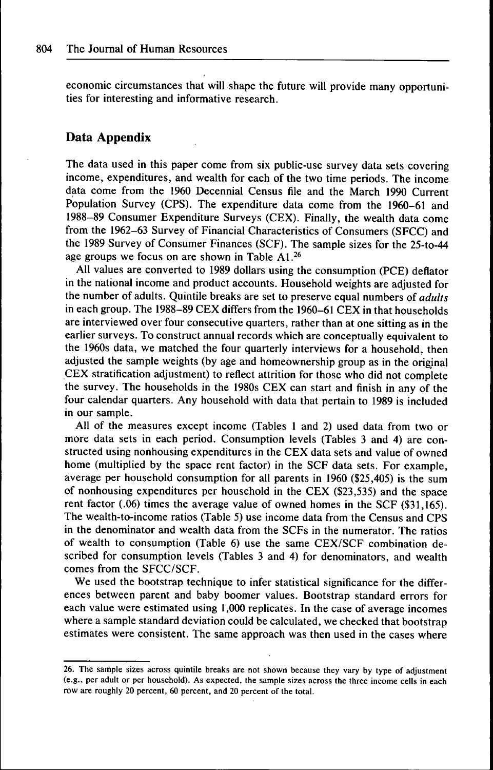economic circumstances that will shape the future will provide many opportunities for interesting and informative research.

## Data Appendix

The data used in this paper come from six public-use survey data sets covering income, expenditures, and wealth for each of the two time periods. The income data come from the 1960 Decennial Census file and the March 1990 Current Population Survey (CPS). The expenditure data come from the 1960–61 and 1988–89 Consumer Expenditure Surveys (CEX). Finally, the wealth data come from the 1962–63 Survey of Financial Characteristics of Consumers (SFCC) and the 1989 Survey of Consumer Finances (SCF). The sample sizes for the 25-to-44 age groups we focus on are shown in Table A1.[26]

All values are converted to 1989 dollars using the consumption (PCE) deflator in the national income and product accounts. Household weights are adjusted for the number of adults. Quintile breaks are set to preserve equal numbers of *adults* in each group. The 1988–89 CEX differs from the 1960–61 CEX in that households are interviewed over four consecutive quarters, rather than at one sitting as in the earlier surveys. To construct annual records which are conceptually equivalent to the 1960s data, we matched the four quarterly interviews for a household, then adjusted the sample weights (by age and homeownership group as in the original CEX stratification adjustment) to reflect attrition for those who did not complete the survey. The households in the 1980s CEX can start and finish in any of the four calendar quarters. Any household with data that pertain to 1989 is included in our sample.

All of the measures except income (Tables 1 and 2) used data from two or more data sets in each period. Consumption levels (Tables 3 and 4) are constructed using nonhousing expenditures in the CEX data sets and value of owned home (multiplied by the space rent factor) in the SCF data sets. For example, average per household consumption for all parents in 1960 ($25,405) is the sum of nonhousing expenditures per household in the CEX ($23,535) and the space rent factor (.06) times the average value of owned homes in the SCF ($31,165). The wealth-to-income ratios (Table 5) use income data from the Census and CPS in the denominator and wealth data from the SCFs in the numerator. The ratios of wealth to consumption (Table 6) use the same CEX/SCF combination described for consumption levels (Tables 3 and 4) for denominators, and wealth comes from the SFCC/SCF.

We used the bootstrap technique to infer statistical significance for the differences between parent and baby boomer values. Bootstrap standard errors for each value were estimated using 1,000 replicates. In the case of average incomes where a sample standard deviation could be calculated, we checked that bootstrap estimates were consistent. The same approach was then used in the cases where

26. The sample sizes across quintile breaks are not shown because they vary by type of adjustment (e.g., per adult or per household). As expected, the sample sizes across the three income cells in each row are roughly 20 percent, 60 percent, and 20 percent of the total.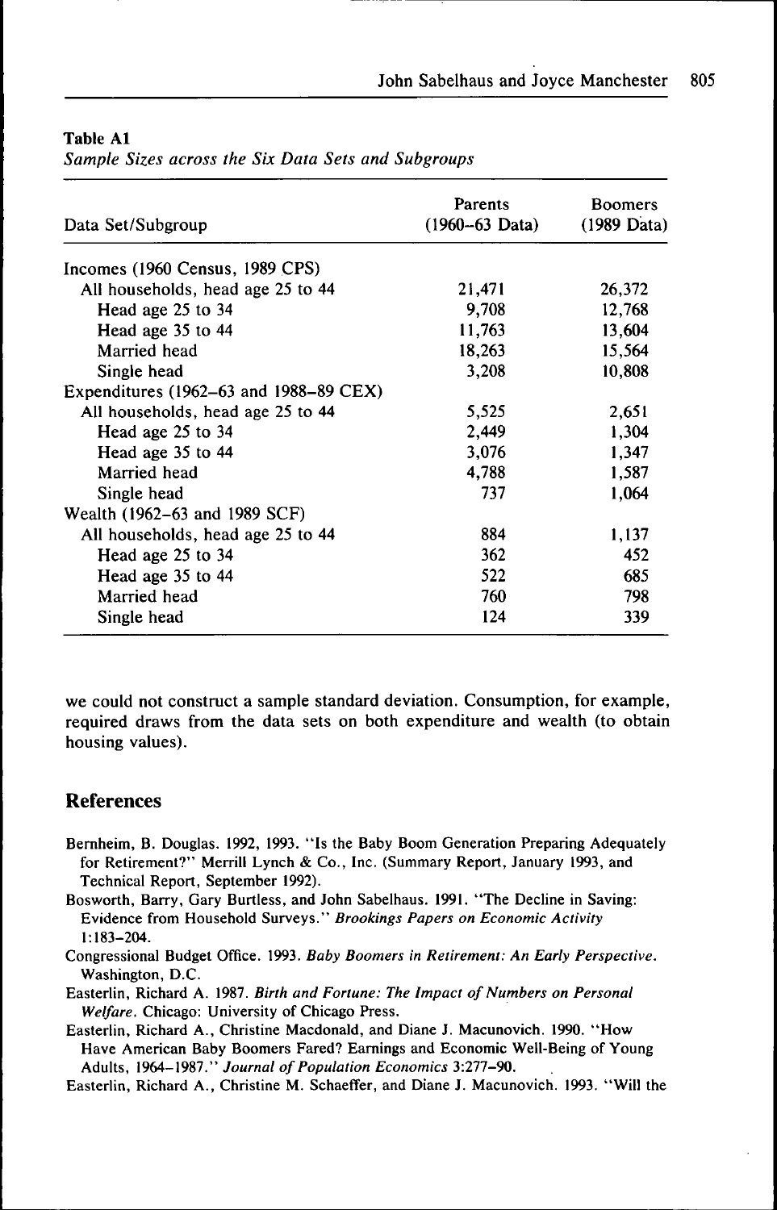**Table A1**
*Sample Sizes across the Six Data Sets and Subgroups*

| Data Set/Subgroup | Parents (1960–63 Data) | Boomers (1989 Data) |
|---|---|---|
| Incomes (1960 Census, 1989 CPS) | | |
| All households, head age 25 to 44 | 21,471 | 26,372 |
| Head age 25 to 34 | 9,708 | 12,768 |
| Head age 35 to 44 | 11,763 | 13,604 |
| Married head | 18,263 | 15,564 |
| Single head | 3,208 | 10,808 |
| Expenditures (1962–63 and 1988–89 CEX) | | |
| All households, head age 25 to 44 | 5,525 | 2,651 |
| Head age 25 to 34 | 2,449 | 1,304 |
| Head age 35 to 44 | 3,076 | 1,347 |
| Married head | 4,788 | 1,587 |
| Single head | 737 | 1,064 |
| Wealth (1962–63 and 1989 SCF) | | |
| All households, head age 25 to 44 | 884 | 1,137 |
| Head age 25 to 34 | 362 | 452 |
| Head age 35 to 44 | 522 | 685 |
| Married head | 760 | 798 |
| Single head | 124 | 339 |

we could not construct a sample standard deviation. Consumption, for example, required draws from the data sets on both expenditure and wealth (to obtain housing values).

## References

Bernheim, B. Douglas. 1992, 1993. "Is the Baby Boom Generation Preparing Adequately for Retirement?" Merrill Lynch & Co., Inc. (Summary Report, January 1993, and Technical Report, September 1992).

Bosworth, Barry, Gary Burtless, and John Sabelhaus. 1991. "The Decline in Saving: Evidence from Household Surveys." *Brookings Papers on Economic Activity* 1:183–204.

Congressional Budget Office. 1993. *Baby Boomers in Retirement: An Early Perspective.* Washington, D.C.

Easterlin, Richard A. 1987. *Birth and Fortune: The Impact of Numbers on Personal Welfare.* Chicago: University of Chicago Press.

Easterlin, Richard A., Christine Macdonald, and Diane J. Macunovich. 1990. "How Have American Baby Boomers Fared? Earnings and Economic Well-Being of Young Adults, 1964–1987." *Journal of Population Economics* 3:277–90.

Easterlin, Richard A., Christine M. Schaeffer, and Diane J. Macunovich. 1993. "Will the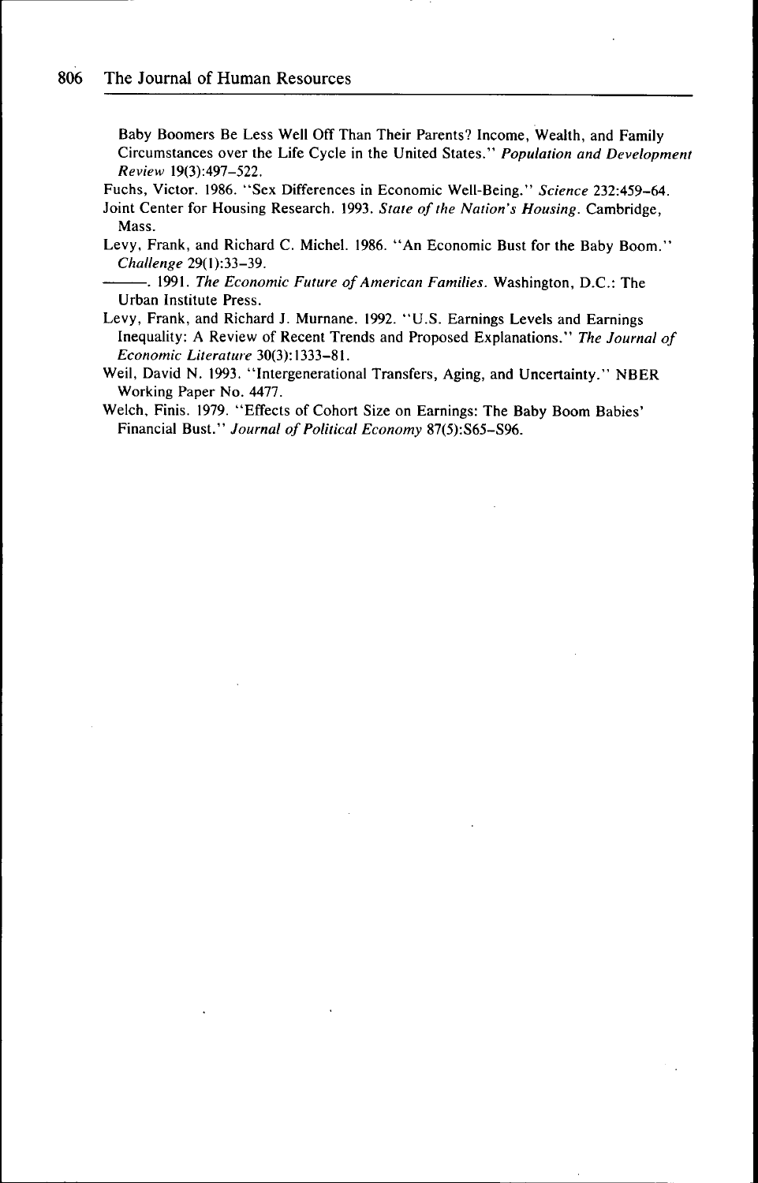Baby Boomers Be Less Well Off Than Their Parents? Income, Wealth, and Family Circumstances over the Life Cycle in the United States." *Population and Development Review* 19(3):497–522.

Fuchs, Victor. 1986. "Sex Differences in Economic Well-Being." *Science* 232:459–64.

Joint Center for Housing Research. 1993. *State of the Nation's Housing*. Cambridge, Mass.

Levy, Frank, and Richard C. Michel. 1986. "An Economic Bust for the Baby Boom." *Challenge* 29(1):33–39.

———. 1991. *The Economic Future of American Families*. Washington, D.C.: The Urban Institute Press.

Levy, Frank, and Richard J. Murnane. 1992. "U.S. Earnings Levels and Earnings Inequality: A Review of Recent Trends and Proposed Explanations." *The Journal of Economic Literature* 30(3):1333–81.

Weil, David N. 1993. "Intergenerational Transfers, Aging, and Uncertainty." NBER Working Paper No. 4477.

Welch, Finis. 1979. "Effects of Cohort Size on Earnings: The Baby Boom Babies' Financial Bust." *Journal of Political Economy* 87(5):S65–S96.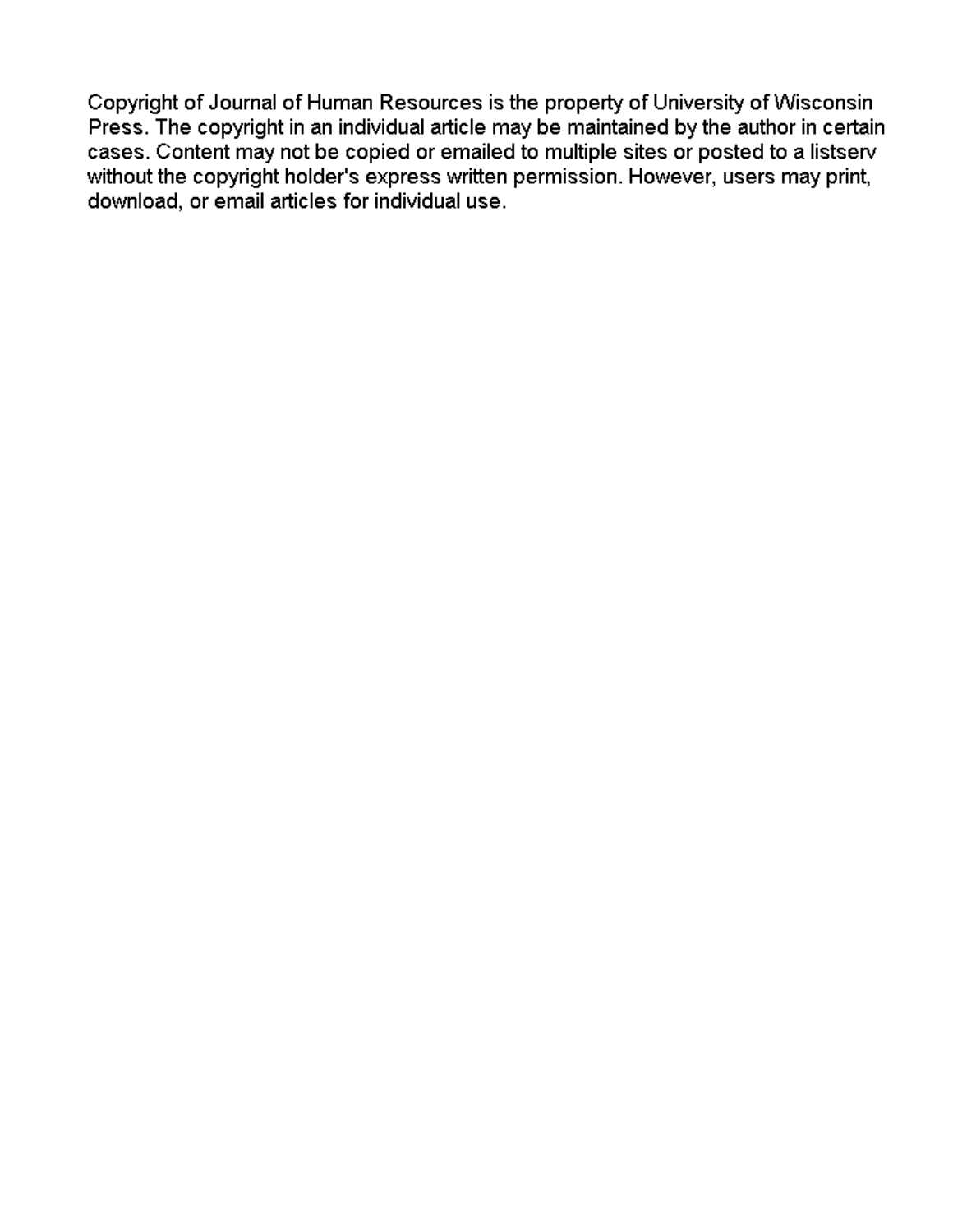Copyright of Journal of Human Resources is the property of University of Wisconsin Press. The copyright in an individual article may be maintained by the author in certain cases. Content may not be copied or emailed to multiple sites or posted to a listserv without the copyright holder's express written permission. However, users may print, download, or email articles for individual use.